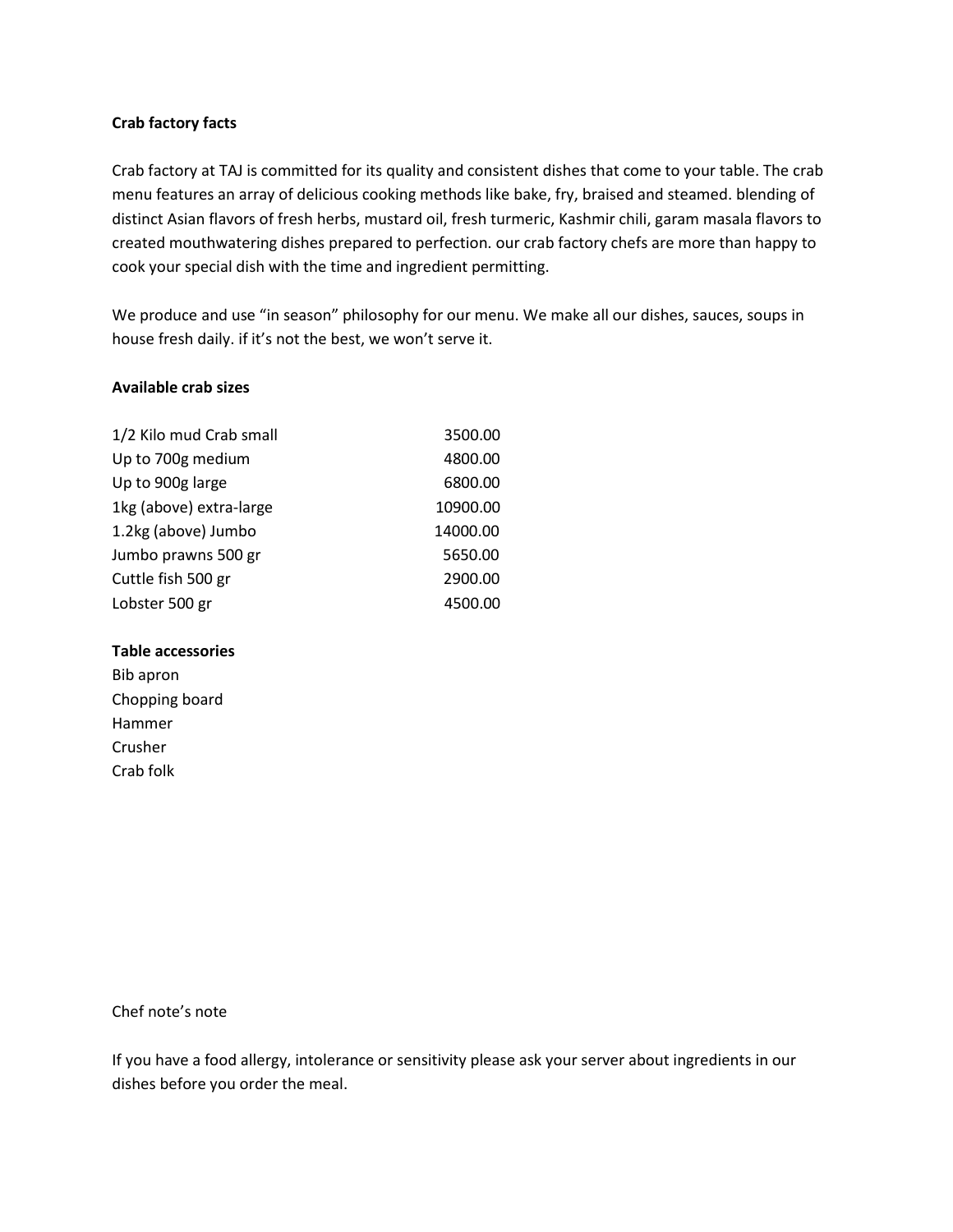**Crab factory facts**

Crab factory at TAJ is committed for its quality and consistent dishes that come to your table. The crab menu features an array of delicious cooking methods like bake, fry, braised and steamed. blending of distinct Asian flavors of fresh herbs, mustard oil, fresh turmeric, Kashmir chili, garam masala flavors to created mouthwatering dishes prepared to perfection. our crab factory chefs are more than happy to cook your special dish with the time and ingredient permitting.

We produce and use "in season" philosophy for our menu. We make all our dishes, sauces, soups in house fresh daily. if it's not the best, we won't serve it.

**Available crab sizes**

| | |
|---|---:|
| 1/2 Kilo mud Crab small | 3500.00 |
| Up to 700g medium | 4800.00 |
| Up to 900g large | 6800.00 |
| 1kg (above) extra-large | 10900.00 |
| 1.2kg (above) Jumbo | 14000.00 |
| Jumbo prawns 500 gr | 5650.00 |
| Cuttle fish 500 gr | 2900.00 |
| Lobster 500 gr | 4500.00 |

**Table accessories**

Bib apron
Chopping board
Hammer
Crusher
Crab folk

Chef note's note

If you have a food allergy, intolerance or sensitivity please ask your server about ingredients in our dishes before you order the meal.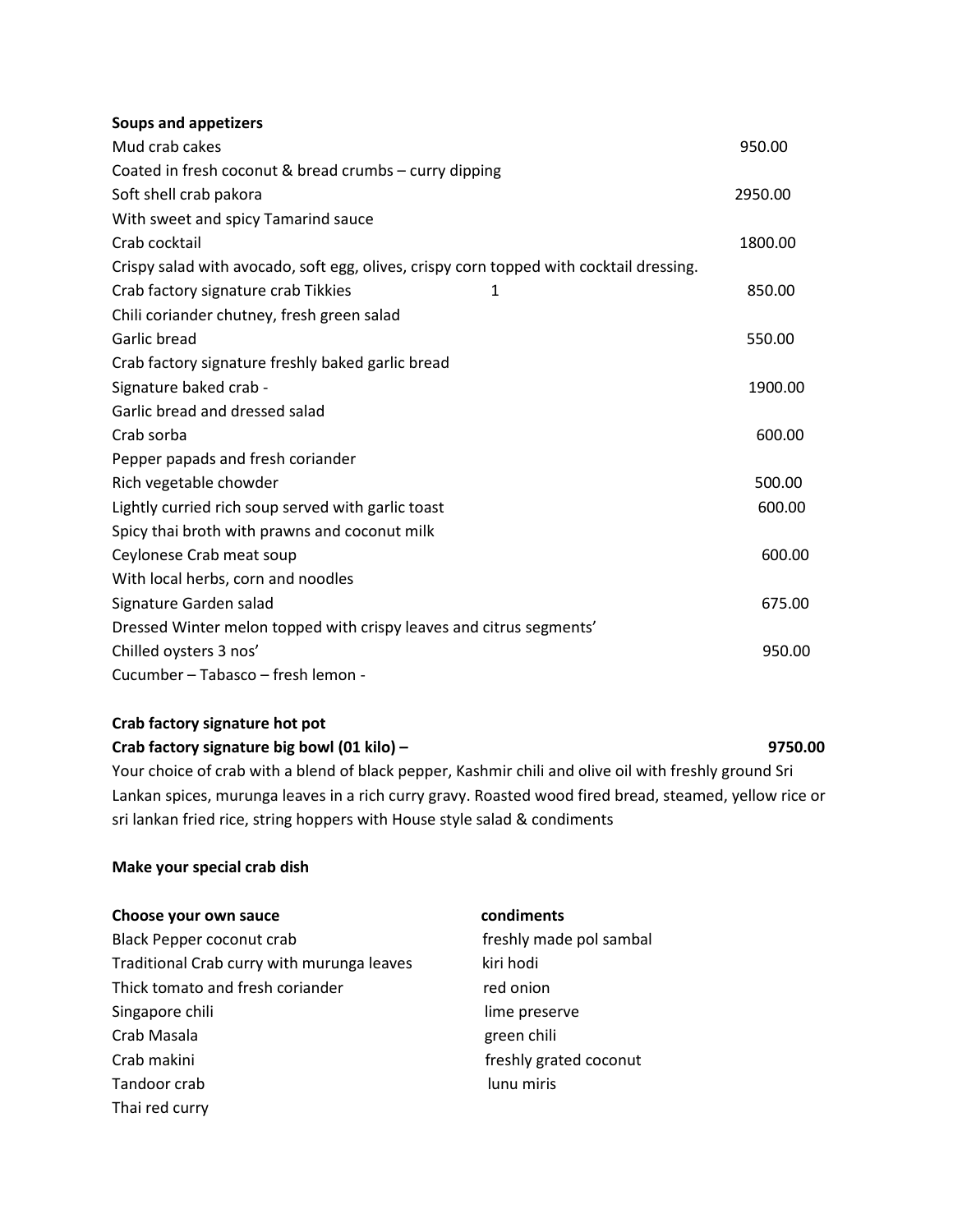**Soups and appetizers**

Mud crab cakes 950.00
Coated in fresh coconut & bread crumbs – curry dipping

Soft shell crab pakora 2950.00
With sweet and spicy Tamarind sauce

Crab cocktail 1800.00
Crispy salad with avocado, soft egg, olives, crispy corn topped with cocktail dressing.

Crab factory signature crab Tikkies 1 850.00
Chili coriander chutney, fresh green salad

Garlic bread 550.00
Crab factory signature freshly baked garlic bread

Signature baked crab - 1900.00
Garlic bread and dressed salad

Crab sorba 600.00
Pepper papads and fresh coriander

Rich vegetable chowder 500.00
Lightly curried rich soup served with garlic toast 600.00
Spicy thai broth with prawns and coconut milk

Ceylonese Crab meat soup 600.00
With local herbs, corn and noodles

Signature Garden salad 675.00
Dressed Winter melon topped with crispy leaves and citrus segments'

Chilled oysters 3 nos' 950.00
Cucumber – Tabasco – fresh lemon -

**Crab factory signature hot pot**

**Crab factory signature big bowl (01 kilo) – 9750.00**

Your choice of crab with a blend of black pepper, Kashmir chili and olive oil with freshly ground Sri Lankan spices, murunga leaves in a rich curry gravy. Roasted wood fired bread, steamed, yellow rice or sri lankan fried rice, string hoppers with House style salad & condiments

**Make your special crab dish**

| **Choose your own sauce** | **condiments** |
|---|---|
| Black Pepper coconut crab | freshly made pol sambal |
| Traditional Crab curry with murunga leaves | kiri hodi |
| Thick tomato and fresh coriander | red onion |
| Singapore chili | lime preserve |
| Crab Masala | green chili |
| Crab makini | freshly grated coconut |
| Tandoor crab | lunu miris |
| Thai red curry | |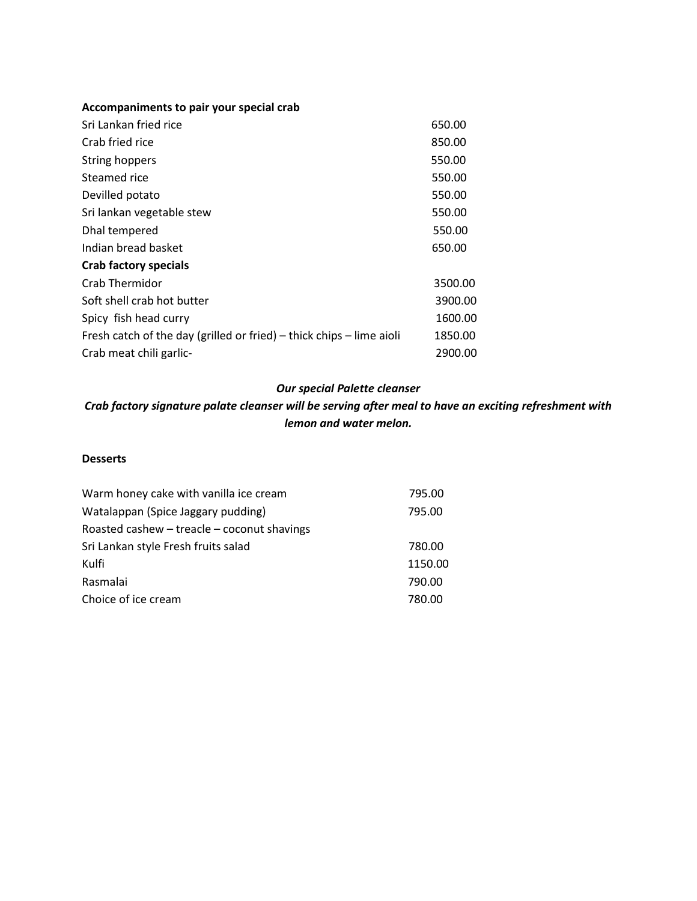**Accompaniments to pair your special crab**

| | |
|---|---|
| Sri Lankan fried rice | 650.00 |
| Crab fried rice | 850.00 |
| String hoppers | 550.00 |
| Steamed rice | 550.00 |
| Devilled potato | 550.00 |
| Sri lankan vegetable stew | 550.00 |
| Dhal tempered | 550.00 |
| Indian bread basket | 650.00 |

**Crab factory specials**

| | |
|---|---|
| Crab Thermidor | 3500.00 |
| Soft shell crab hot butter | 3900.00 |
| Spicy fish head curry | 1600.00 |
| Fresh catch of the day (grilled or fried) – thick chips – lime aioli | 1850.00 |
| Crab meat chili garlic- | 2900.00 |

***Our special Palette cleanser***

***Crab factory signature palate cleanser will be serving after meal to have an exciting refreshment with lemon and water melon.***

**Desserts**

| | |
|---|---|
| Warm honey cake with vanilla ice cream | 795.00 |
| Watalappan (Spice Jaggary pudding) | 795.00 |
| Roasted cashew – treacle – coconut shavings | |
| Sri Lankan style Fresh fruits salad | 780.00 |
| Kulfi | 1150.00 |
| Rasmalai | 790.00 |
| Choice of ice cream | 780.00 |